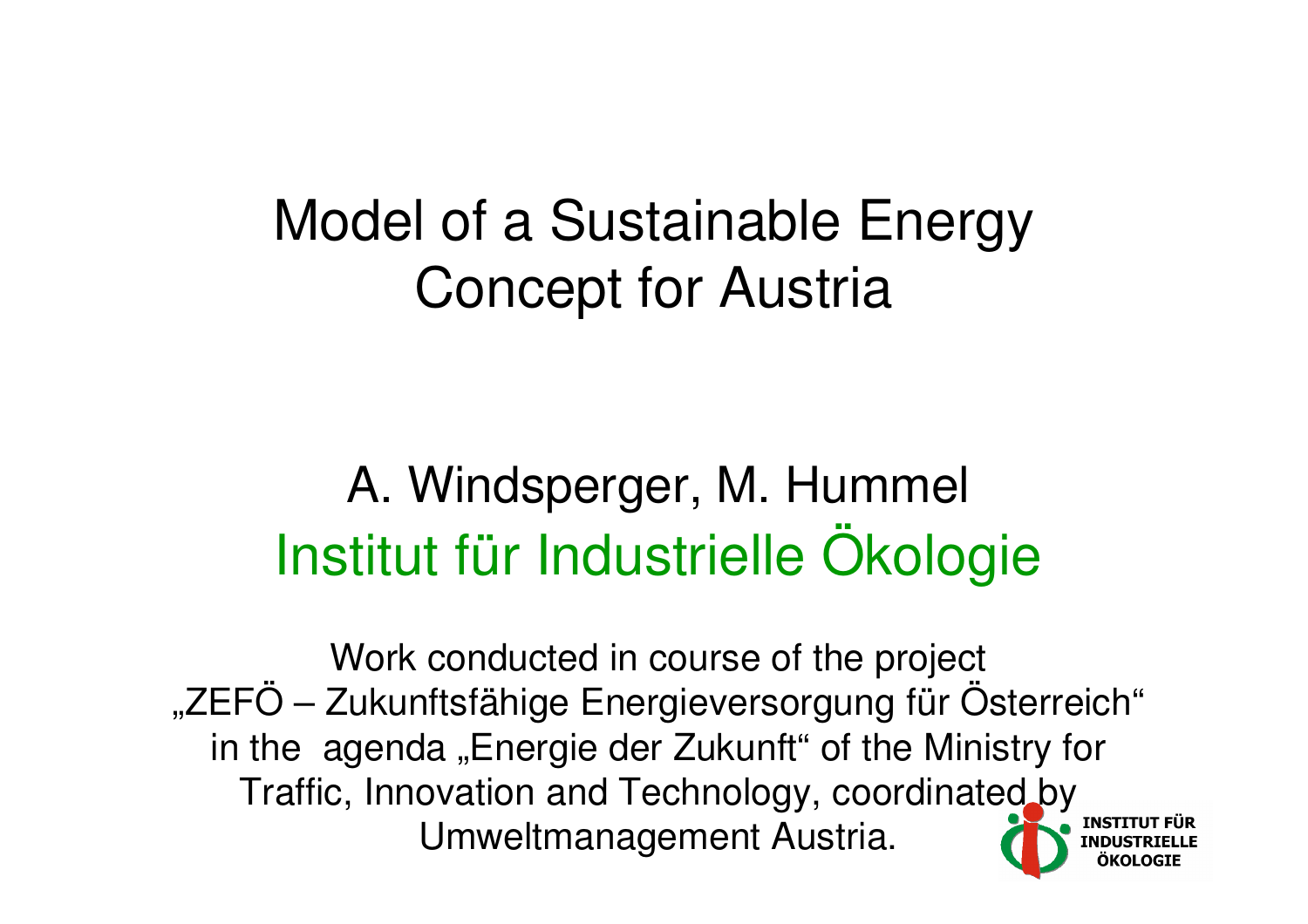# Model of a Sustainable Energy Concept for Austria

## A. Windsperger, M. Hummel

## Institut für Industrielle Ökologie

Work conducted in course of the project „ZEFÖ – Zukunftsfähige Energieversorgung für Österreich" in the agenda „Energie der Zukunft" of the Ministry for Traffic, Innovation and Technology, coordinated by Umweltmanagement Austria.

INSTITUT FÜR INDUSTRIELLE ÖKOLOGIE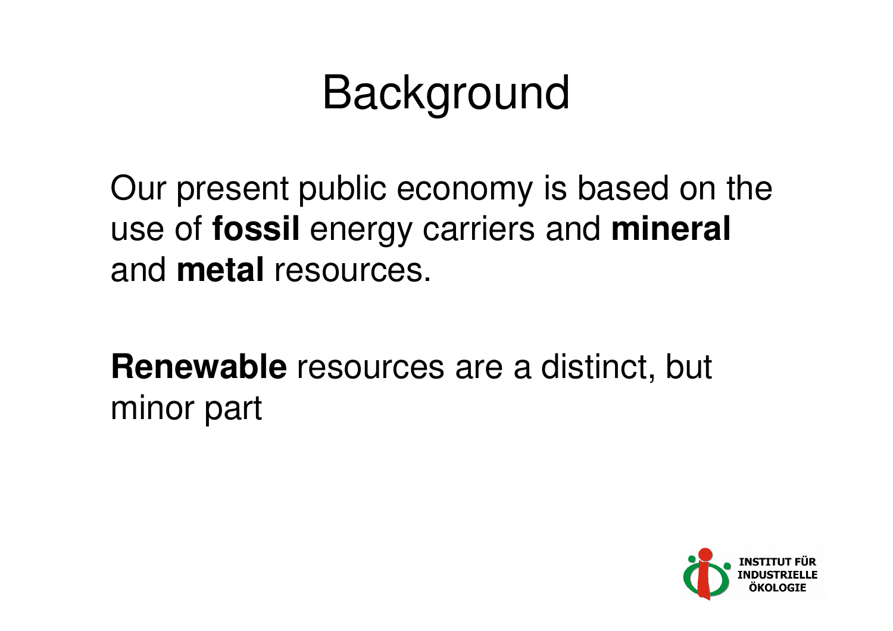# Background

Our present public economy is based on the use of **fossil** energy carriers and **mineral** and **metal** resources.

**Renewable** resources are a distinct, but minor part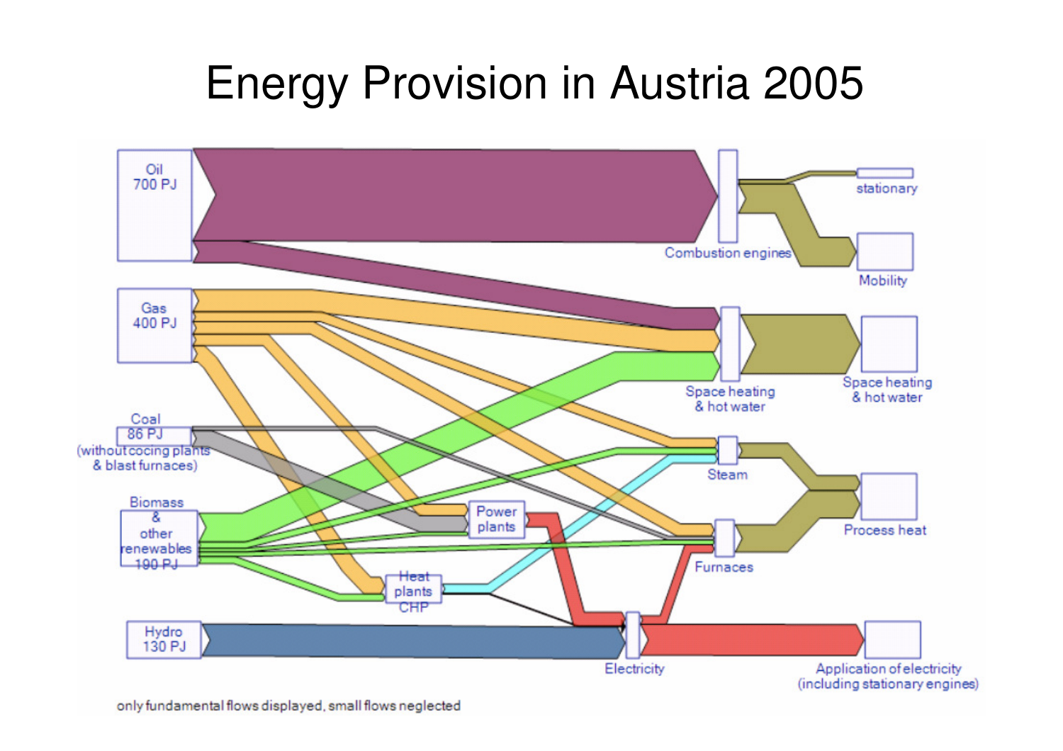# Energy Provision in Austria 2005

Oil 700 PJ

Gas 400 PJ

Coal 86 PJ (without cocing plants & blast furnaces)

Biomass & other renewables 190 PJ

Hydro 130 PJ

Power plants

Heat plants CHP

Combustion engines

Space heating & hot water

Steam

Furnaces

Electricity

stationary

Mobility

Space heating & hot water

Process heat

Application of electricity (including stationary engines)

only fundamental flows displayed, small flows neglected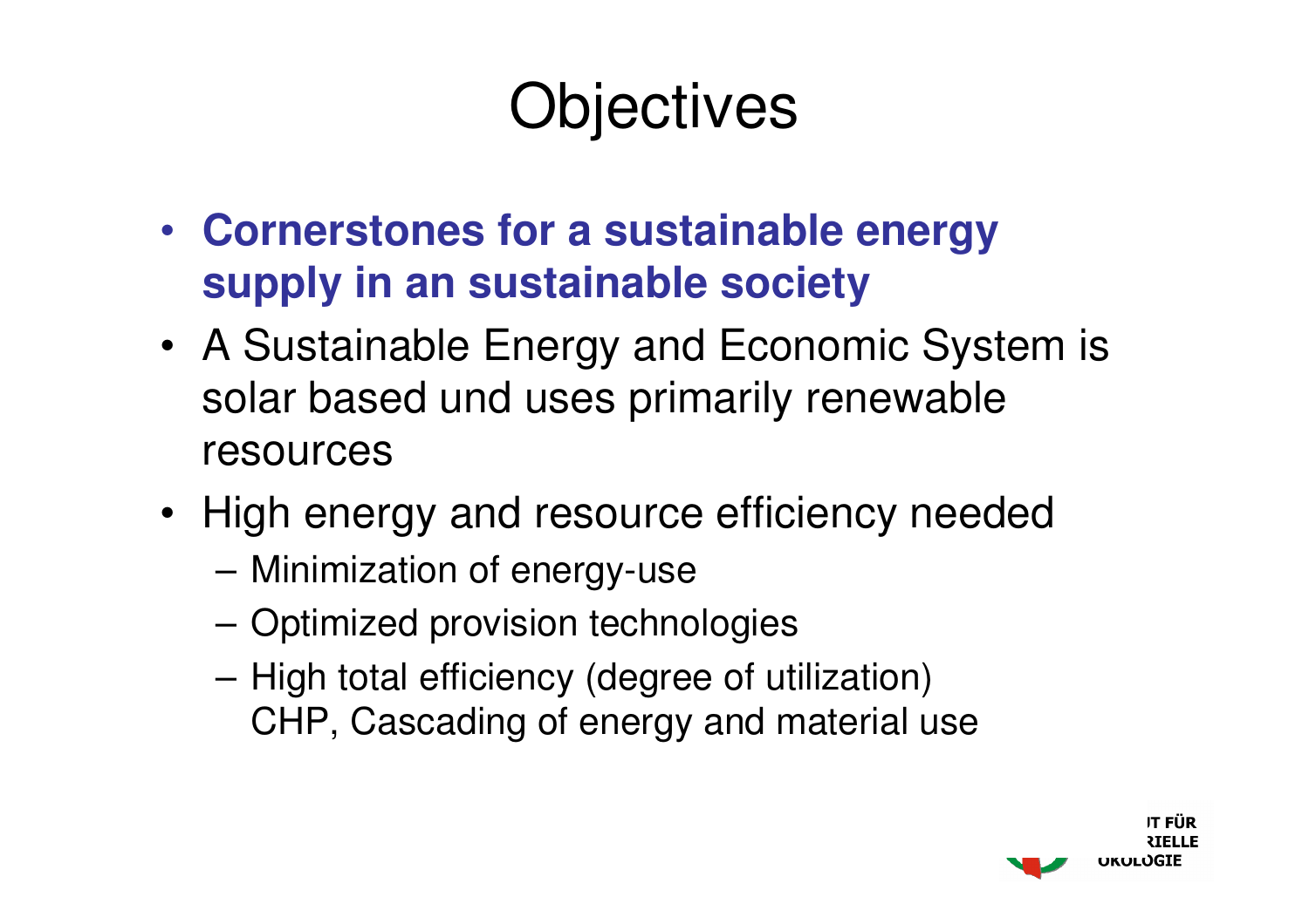# Objectives

- **Cornerstones for a sustainable energy supply in an sustainable society**
- A Sustainable Energy and Economic System is solar based und uses primarily renewable resources
- High energy and resource efficiency needed
  - Minimization of energy-use
  - Optimized provision technologies
  - High total efficiency (degree of utilization) CHP, Cascading of energy and material use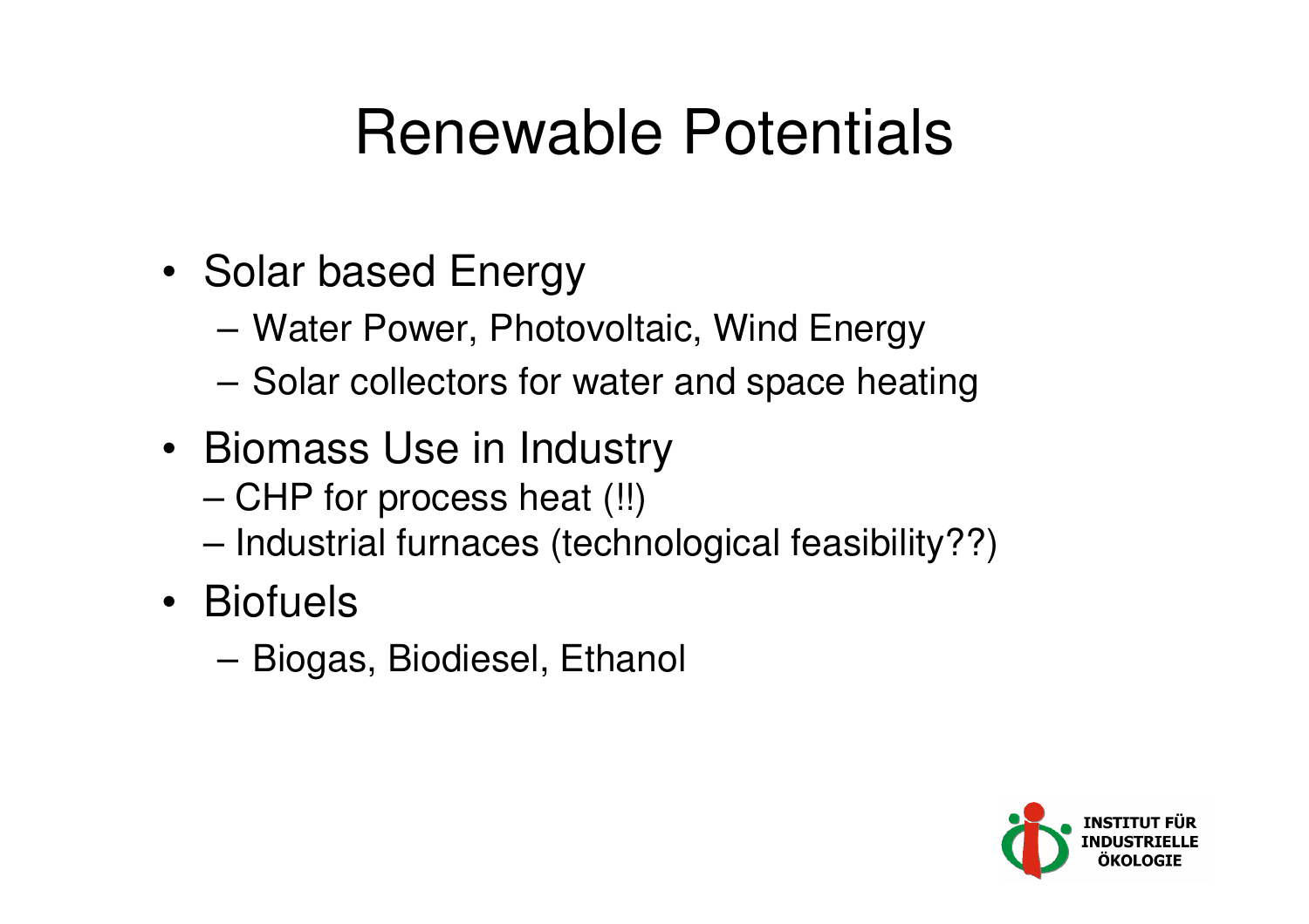# Renewable Potentials

- Solar based Energy
  - Water Power, Photovoltaic, Wind Energy
  - Solar collectors for water and space heating
- Biomass Use in Industry
  - CHP for process heat (!!)
  - Industrial furnaces (technological feasibility??)
- Biofuels
  - Biogas, Biodiesel, Ethanol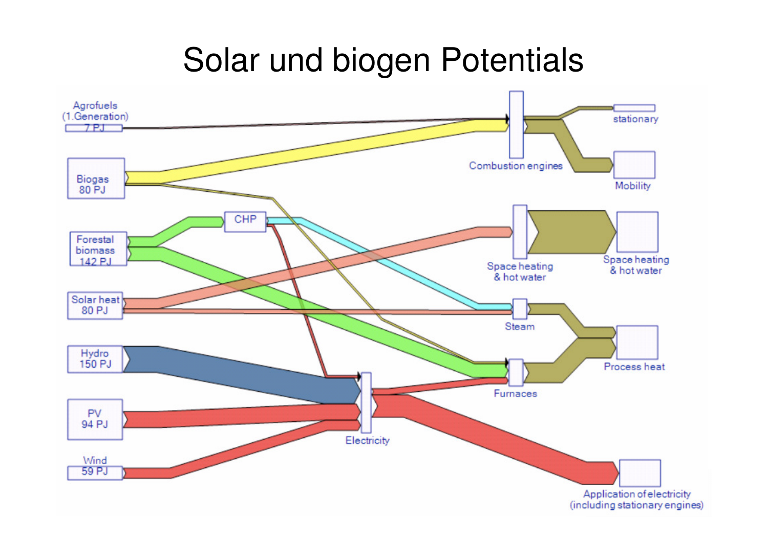# Solar und biogen Potentials

Agrofuels (1.Generation) 7 PJ

Biogas 80 PJ

Forestal biomass 142 PJ

Solar heat 80 PJ

Hydro 150 PJ

PV 94 PJ

Wind 59 PJ

CHP

Electricity

Combustion engines

Space heating & hot water

Steam

Furnaces

stationary

Mobility

Space heating & hot water

Process heat

Application of electricity (including stationary engines)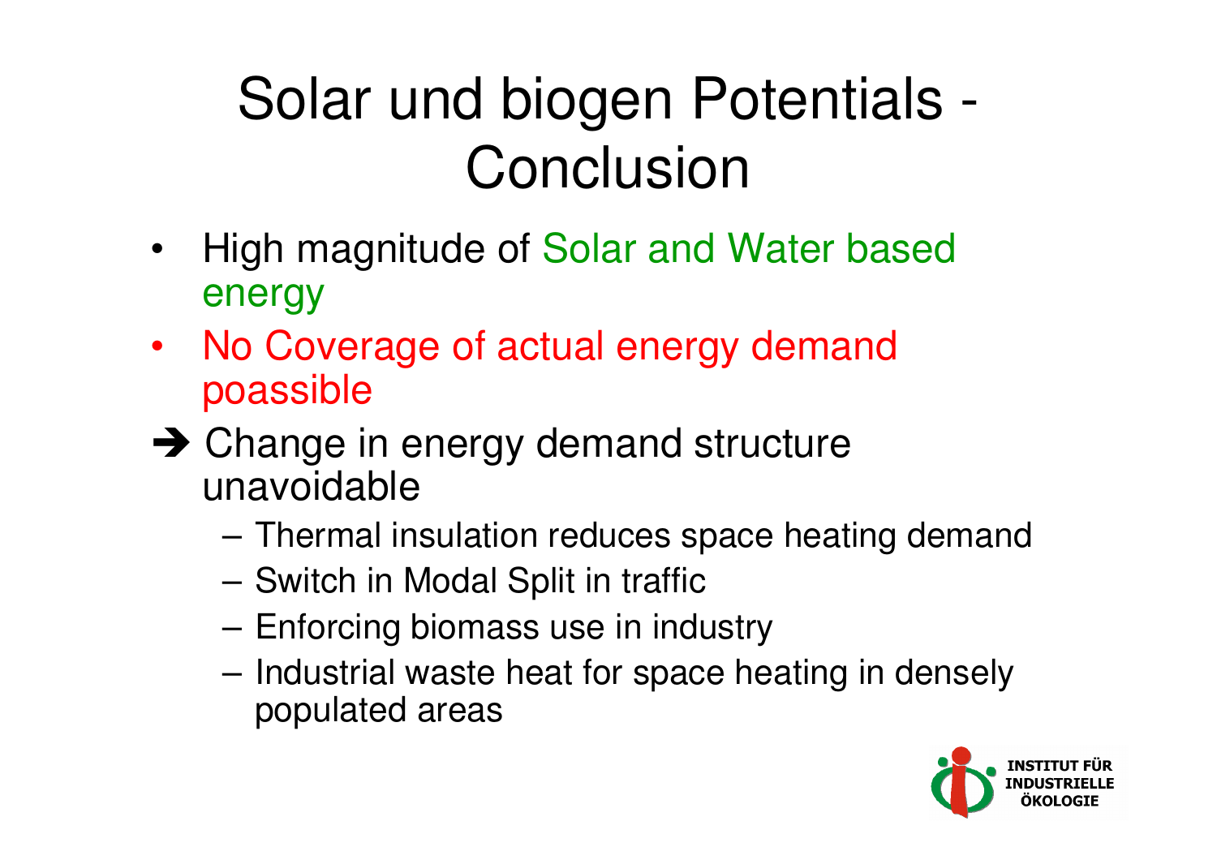# Solar und biogen Potentials - Conclusion

- High magnitude of Solar and Water based energy
- No Coverage of actual energy demand poassible

➔ Change in energy demand structure unavoidable

- – Thermal insulation reduces space heating demand
- – Switch in Modal Split in traffic
- – Enforcing biomass use in industry
- – Industrial waste heat for space heating in densely populated areas

INSTITUT FÜR INDUSTRIELLE ÖKOLOGIE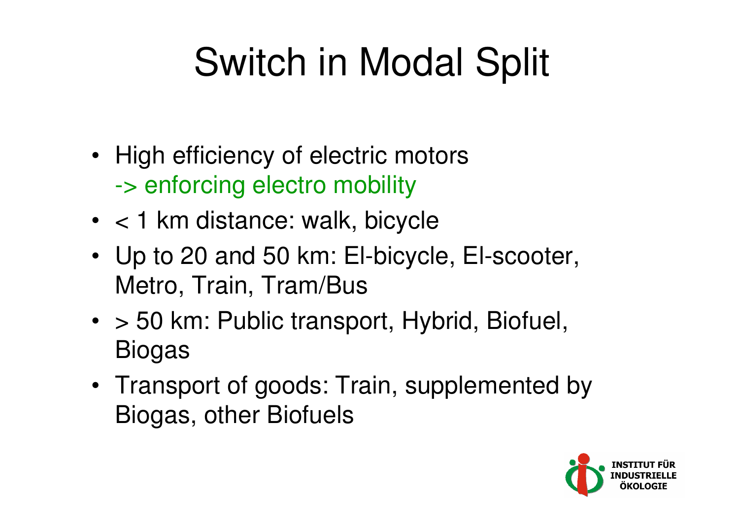# Switch in Modal Split

- High efficiency of electric motors
  -> enforcing electro mobility
- < 1 km distance: walk, bicycle
- Up to 20 and 50 km: El-bicycle, El-scooter, Metro, Train, Tram/Bus
- > 50 km: Public transport, Hybrid, Biofuel, Biogas
- Transport of goods: Train, supplemented by Biogas, other Biofuels

INSTITUT FÜR INDUSTRIELLE ÖKOLOGIE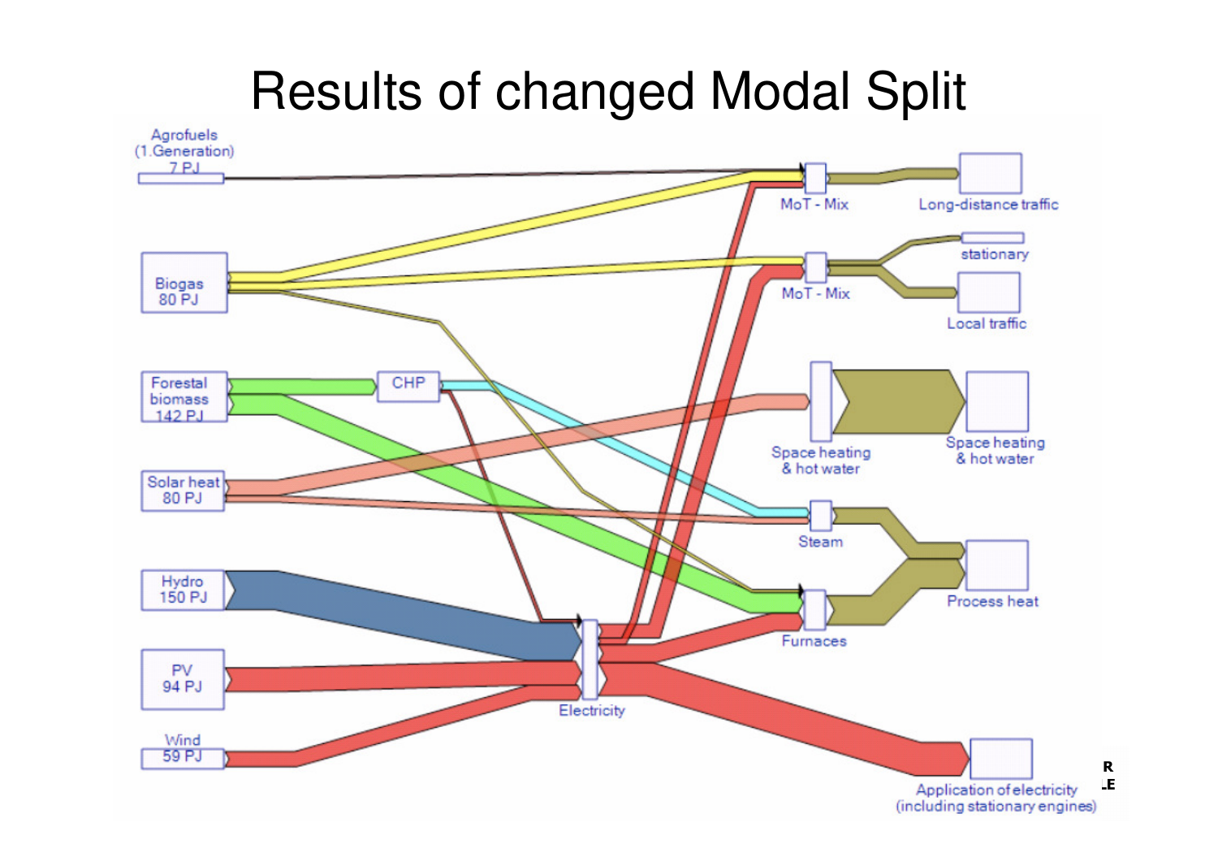# Results of changed Modal Split

Agrofuels (1.Generation) 7 PJ

Biogas 80 PJ

Forestal biomass 142 PJ

Solar heat 80 PJ

Hydro 150 PJ

PV 94 PJ

Wind 59 PJ

CHP

Electricity

MoT - Mix

Long-distance traffic

MoT - Mix

stationary

Local traffic

Space heating & hot water

Space heating & hot water

Steam

Process heat

Furnaces

Application of electricity (including stationary engines)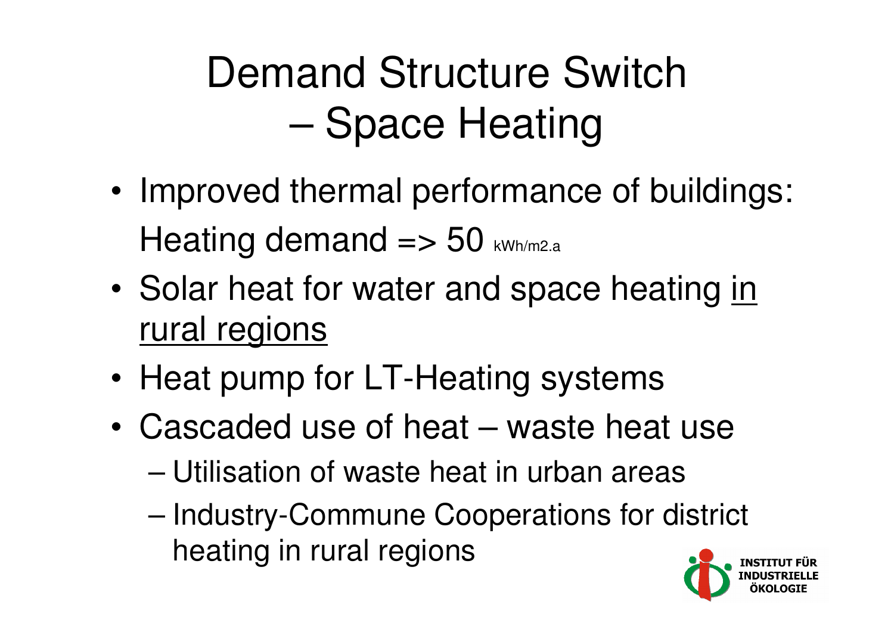# Demand Structure Switch – Space Heating

- Improved thermal performance of buildings: Heating demand => 50 kWh/m2.a
- Solar heat for water and space heating <u>in rural regions</u>
- Heat pump for LT-Heating systems
- Cascaded use of heat – waste heat use
  - Utilisation of waste heat in urban areas
  - Industry-Commune Cooperations for district heating in rural regions

INSTITUT FÜR INDUSTRIELLE ÖKOLOGIE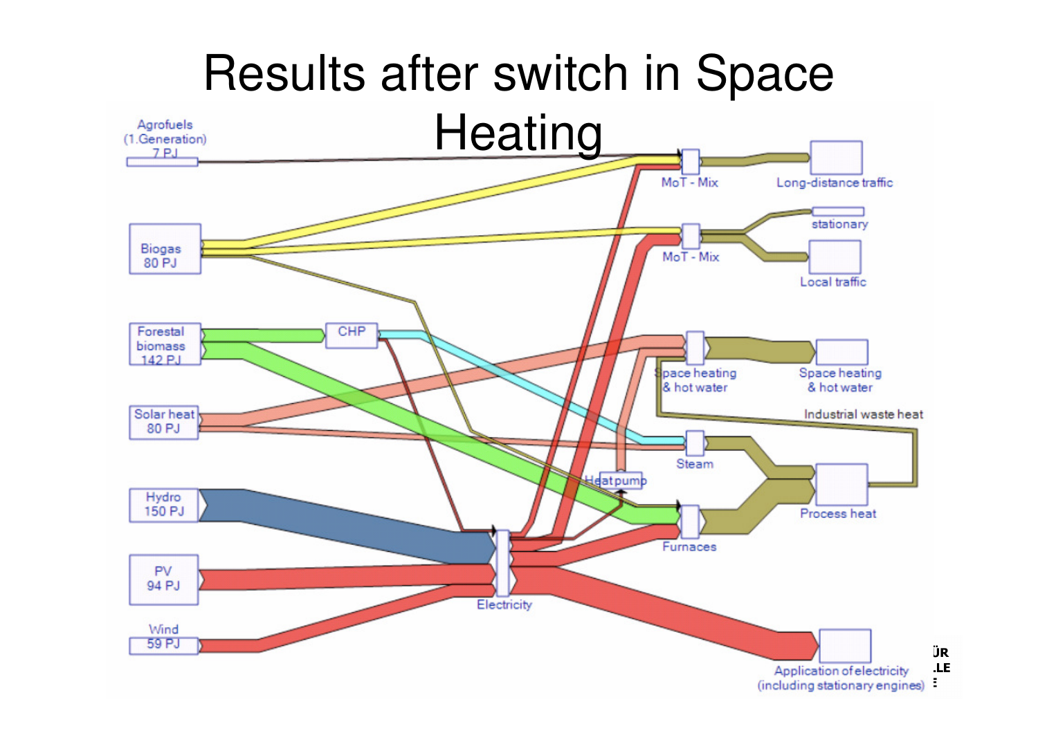# Results after switch in Space Heating

Agrofuels (1.Generation) 7 PJ

Biogas 80 PJ

Forestal biomass 142 PJ

Solar heat 80 PJ

Hydro 150 PJ

PV 94 PJ

Wind 59 PJ

CHP

Heat pump

Electricity

MoT - Mix

MoT - Mix

Space heating & hot water

Steam

Furnaces

Long-distance traffic

stationary

Local traffic

Space heating & hot water

Industrial waste heat

Process heat

Application of electricity (including stationary engines)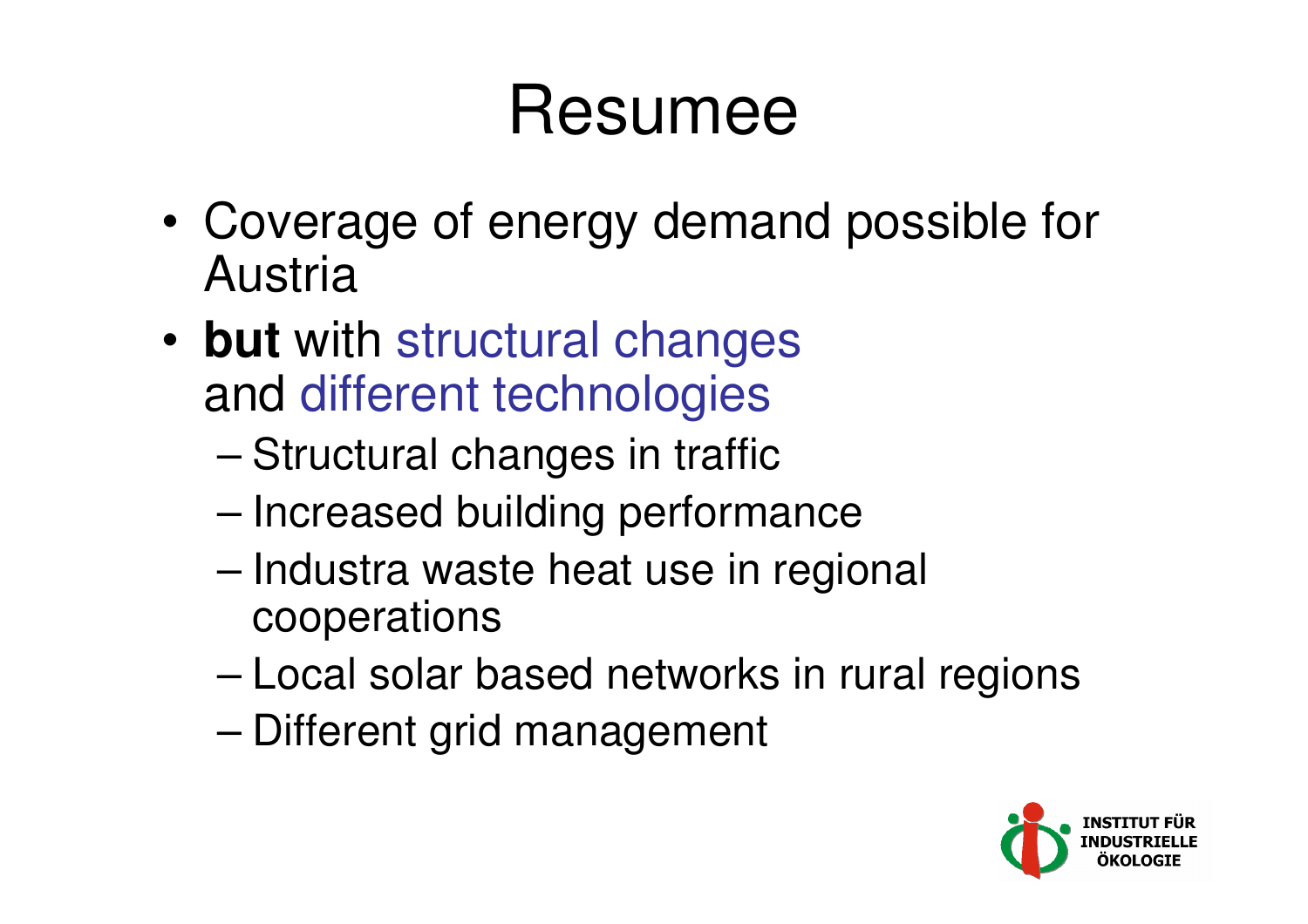# Resumee

- Coverage of energy demand possible for Austria
- **but** with structural changes and different technologies
  - Structural changes in traffic
  - Increased building performance
  - Industra waste heat use in regional cooperations
  - Local solar based networks in rural regions
  - Different grid management

INSTITUT FÜR INDUSTRIELLE ÖKOLOGIE